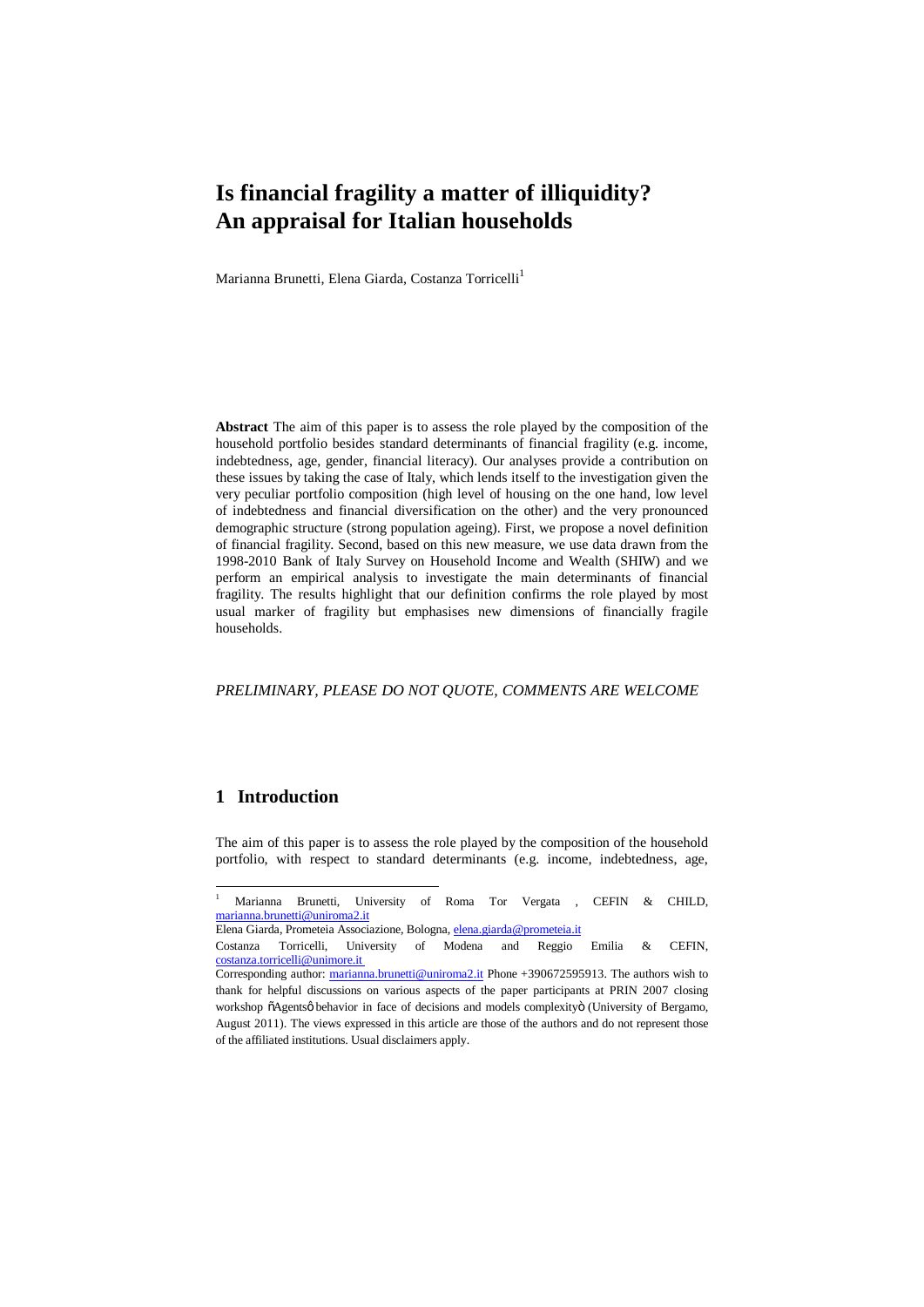# Is financial fragility a matter of illiquidity? An appraisal for Italian households

Marianna Brunetti, Elena Giarda, Costanza Torricelli[1]

**Abstract** The aim of this paper is to assess the role played by the composition of the household portfolio besides standard determinants of financial fragility (e.g. income, indebtedness, age, gender, financial literacy). Our analyses provide a contribution on these issues by taking the case of Italy, which lends itself to the investigation given the very peculiar portfolio composition (high level of housing on the one hand, low level of indebtedness and financial diversification on the other) and the very pronounced demographic structure (strong population ageing). First, we propose a novel definition of financial fragility. Second, based on this new measure, we use data drawn from the 1998-2010 Bank of Italy Survey on Household Income and Wealth (SHIW) and we perform an empirical analysis to investigate the main determinants of financial fragility. The results highlight that our definition confirms the role played by most usual marker of fragility but emphasises new dimensions of financially fragile households.

*PRELIMINARY, PLEASE DO NOT QUOTE, COMMENTS ARE WELCOME*

## 1 Introduction

The aim of this paper is to assess the role played by the composition of the household portfolio, with respect to standard determinants (e.g. income, indebtedness, age,

---

[1] Marianna Brunetti, University of Roma Tor Vergata , CEFIN & CHILD, marianna.brunetti@uniroma2.it

Elena Giarda, Prometeia Associazione, Bologna, elena.giarda@prometeia.it

Costanza Torricelli, University of Modena and Reggio Emilia & CEFIN, costanza.torricelli@unimore.it

Corresponding author: marianna.brunetti@uniroma2.it Phone +390672595913. The authors wish to thank for helpful discussions on various aspects of the paper participants at PRIN 2007 closing workshop "Agents' behavior in face of decisions and models complexity" (University of Bergamo, August 2011). The views expressed in this article are those of the authors and do not represent those of the affiliated institutions. Usual disclaimers apply.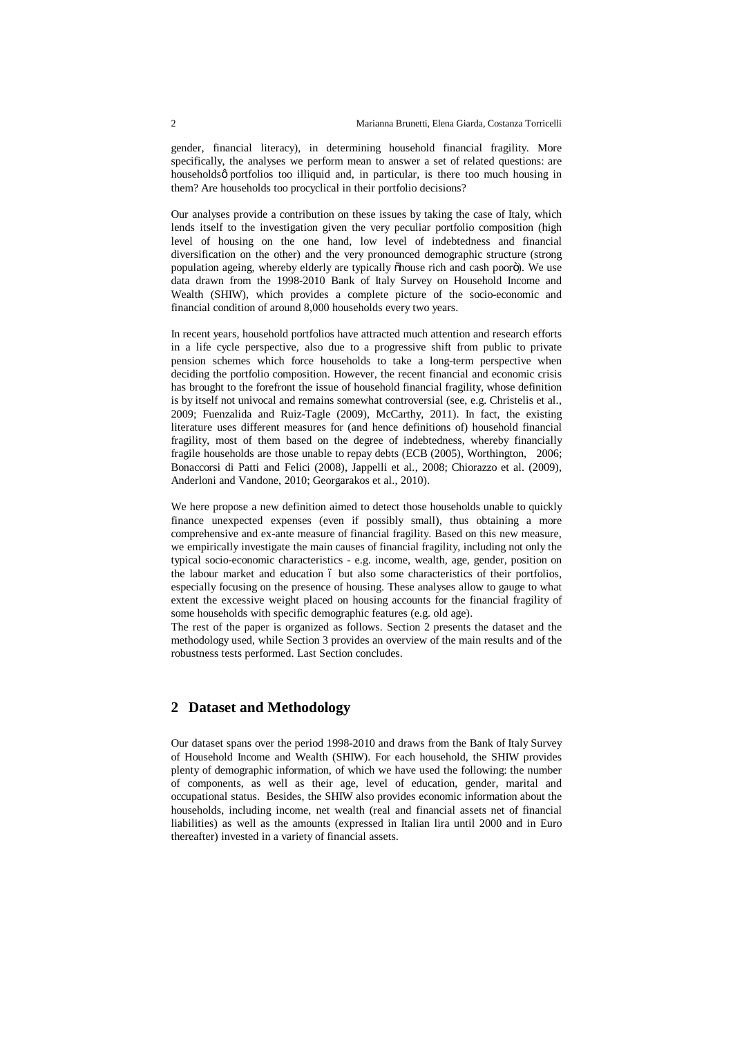gender, financial literacy), in determining household financial fragility. More specifically, the analyses we perform mean to answer a set of related questions: are households' portfolios too illiquid and, in particular, is there too much housing in them? Are households too procyclical in their portfolio decisions?

Our analyses provide a contribution on these issues by taking the case of Italy, which lends itself to the investigation given the very peculiar portfolio composition (high level of housing on the one hand, low level of indebtedness and financial diversification on the other) and the very pronounced demographic structure (strong population ageing, whereby elderly are typically "house rich and cash poor"). We use data drawn from the 1998-2010 Bank of Italy Survey on Household Income and Wealth (SHIW), which provides a complete picture of the socio-economic and financial condition of around 8,000 households every two years.

In recent years, household portfolios have attracted much attention and research efforts in a life cycle perspective, also due to a progressive shift from public to private pension schemes which force households to take a long-term perspective when deciding the portfolio composition. However, the recent financial and economic crisis has brought to the forefront the issue of household financial fragility, whose definition is by itself not univocal and remains somewhat controversial (see, e.g. Christelis et al., 2009; Fuenzalida and Ruiz-Tagle (2009), McCarthy, 2011). In fact, the existing literature uses different measures for (and hence definitions of) household financial fragility, most of them based on the degree of indebtedness, whereby financially fragile households are those unable to repay debts (ECB (2005), Worthington, 2006; Bonaccorsi di Patti and Felici (2008), Jappelli et al., 2008; Chiorazzo et al. (2009), Anderloni and Vandone, 2010; Georgarakos et al., 2010).

We here propose a new definition aimed to detect those households unable to quickly finance unexpected expenses (even if possibly small), thus obtaining a more comprehensive and ex-ante measure of financial fragility. Based on this new measure, we empirically investigate the main causes of financial fragility, including not only the typical socio-economic characteristics - e.g. income, wealth, age, gender, position on the labour market and education – but also some characteristics of their portfolios, especially focusing on the presence of housing. These analyses allow to gauge to what extent the excessive weight placed on housing accounts for the financial fragility of some households with specific demographic features (e.g. old age).

The rest of the paper is organized as follows. Section 2 presents the dataset and the methodology used, while Section 3 provides an overview of the main results and of the robustness tests performed. Last Section concludes.

## 2 Dataset and Methodology

Our dataset spans over the period 1998-2010 and draws from the Bank of Italy Survey of Household Income and Wealth (SHIW). For each household, the SHIW provides plenty of demographic information, of which we have used the following: the number of components, as well as their age, level of education, gender, marital and occupational status. Besides, the SHIW also provides economic information about the households, including income, net wealth (real and financial assets net of financial liabilities) as well as the amounts (expressed in Italian lira until 2000 and in Euro thereafter) invested in a variety of financial assets.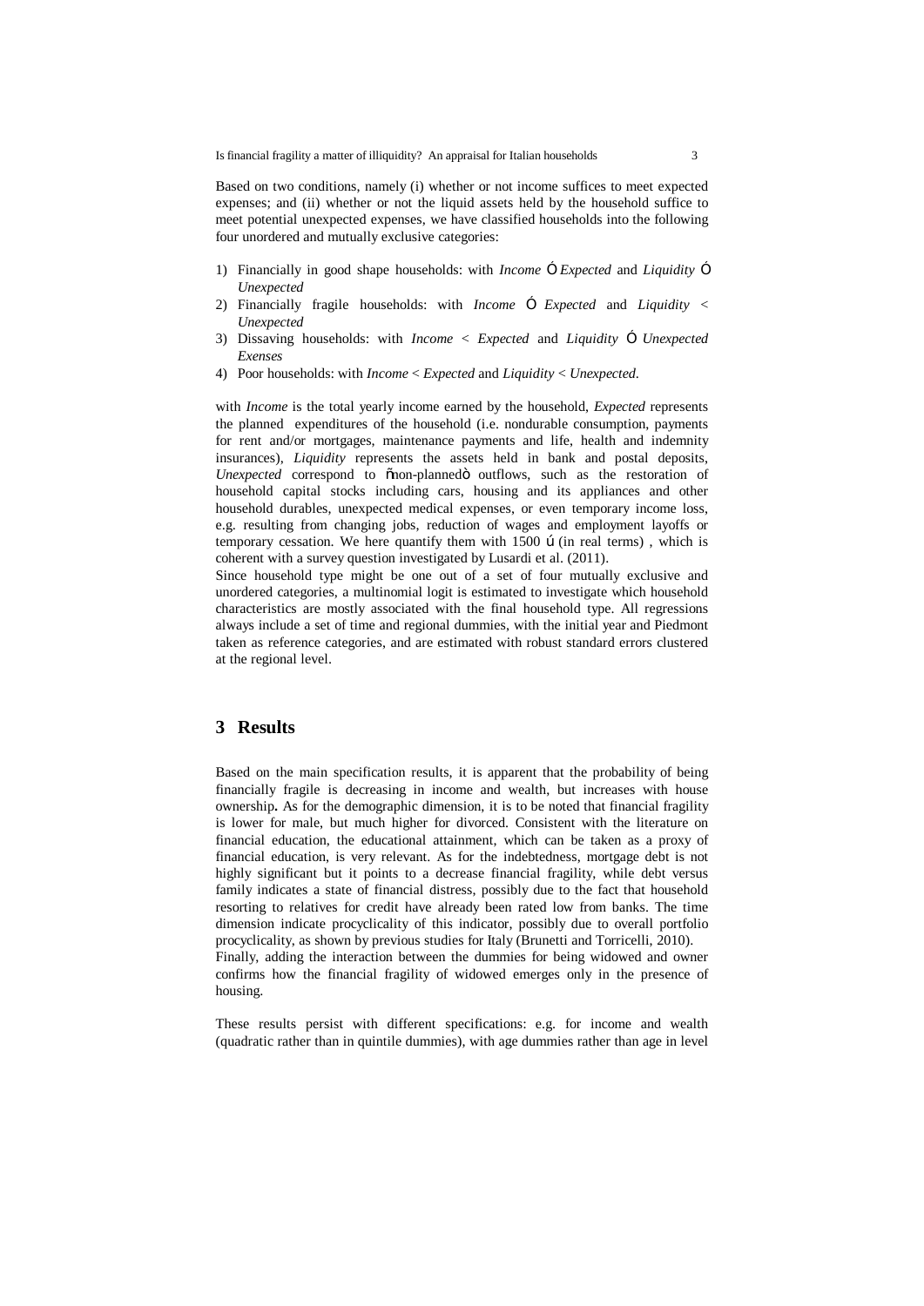Based on two conditions, namely (i) whether or not income suffices to meet expected expenses; and (ii) whether or not the liquid assets held by the household suffice to meet potential unexpected expenses, we have classified households into the following four unordered and mutually exclusive categories:

1) Financially in good shape households: with *Income* ≥ *Expected* and *Liquidity* ≥ *Unexpected*
2) Financially fragile households: with *Income* ≥ *Expected* and *Liquidity* < *Unexpected*
3) Dissaving households: with *Income* < *Expected* and *Liquidity* ≥ *Unexpected Exenses*
4) Poor households: with *Income* < *Expected* and *Liquidity* < *Unexpected*.

with *Income* is the total yearly income earned by the household, *Expected* represents the planned expenditures of the household (i.e. nondurable consumption, payments for rent and/or mortgages, maintenance payments and life, health and indemnity insurances), *Liquidity* represents the assets held in bank and postal deposits, *Unexpected* correspond to "non-planned" outflows, such as the restoration of household capital stocks including cars, housing and its appliances and other household durables, unexpected medical expenses, or even temporary income loss, e.g. resulting from changing jobs, reduction of wages and employment layoffs or temporary cessation. We here quantify them with 1500 € (in real terms) , which is coherent with a survey question investigated by Lusardi et al. (2011).

Since household type might be one out of a set of four mutually exclusive and unordered categories, a multinomial logit is estimated to investigate which household characteristics are mostly associated with the final household type. All regressions always include a set of time and regional dummies, with the initial year and Piedmont taken as reference categories, and are estimated with robust standard errors clustered at the regional level.

# 3 Results

Based on the main specification results, it is apparent that the probability of being financially fragile is decreasing in income and wealth, but increases with house ownership**.** As for the demographic dimension, it is to be noted that financial fragility is lower for male, but much higher for divorced. Consistent with the literature on financial education, the educational attainment, which can be taken as a proxy of financial education, is very relevant. As for the indebtedness, mortgage debt is not highly significant but it points to a decrease financial fragility, while debt versus family indicates a state of financial distress, possibly due to the fact that household resorting to relatives for credit have already been rated low from banks. The time dimension indicate procyclicality of this indicator, possibly due to overall portfolio procyclicality, as shown by previous studies for Italy (Brunetti and Torricelli, 2010).

Finally, adding the interaction between the dummies for being widowed and owner confirms how the financial fragility of widowed emerges only in the presence of housing.

These results persist with different specifications: e.g. for income and wealth (quadratic rather than in quintile dummies), with age dummies rather than age in level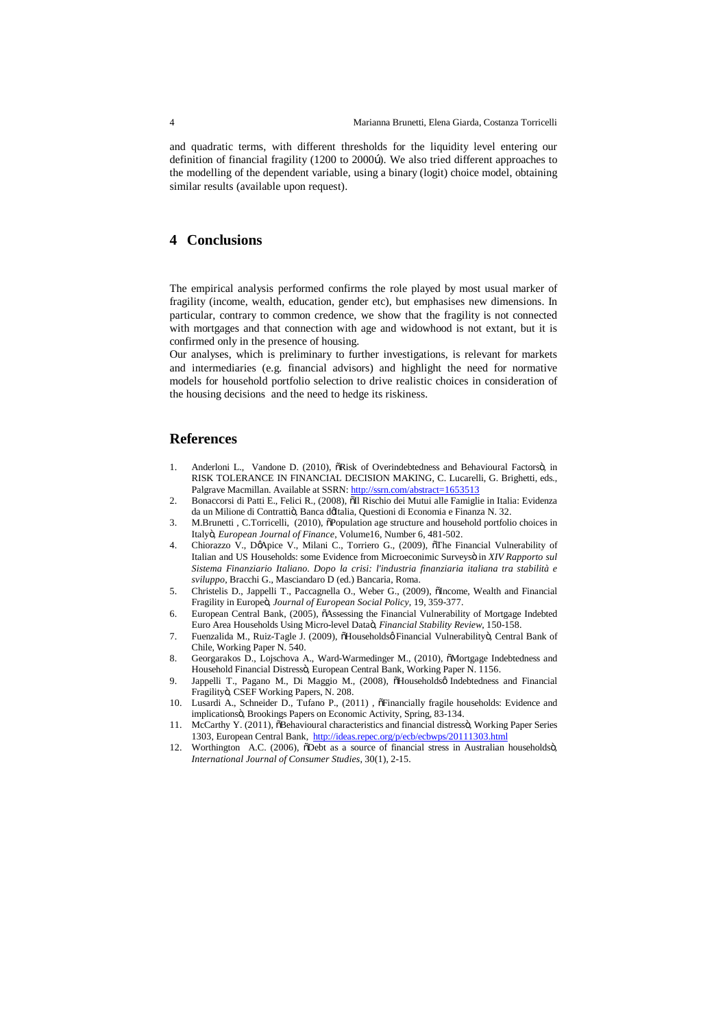and quadratic terms, with different thresholds for the liquidity level entering our definition of financial fragility (1200 to 2000Ú). We also tried different approaches to the modelling of the dependent variable, using a binary (logit) choice model, obtaining similar results (available upon request).

## 4 Conclusions

The empirical analysis performed confirms the role played by most usual marker of fragility (income, wealth, education, gender etc), but emphasises new dimensions. In particular, contrary to common credence, we show that the fragility is not connected with mortgages and that connection with age and widowhood is not extant, but it is confirmed only in the presence of housing.

Our analyses, which is preliminary to further investigations, is relevant for markets and intermediaries (e.g. financial advisors) and highlight the need for normative models for household portfolio selection to drive realistic choices in consideration of the housing decisions and the need to hedge its riskiness.

## References

1. Anderloni L., Vandone D. (2010), õRisk of Overindebtedness and Behavioural Factorsö, in RISK TOLERANCE IN FINANCIAL DECISION MAKING, C. Lucarelli, G. Brighetti, eds., Palgrave Macmillan. Available at SSRN: http://ssrn.com/abstract=1653513
2. Bonaccorsi di Patti E., Felici R., (2008), õIl Rischio dei Mutui alle Famiglie in Italia: Evidenza da un Milione di Contrattiö, Banca døItalia, Questioni di Economia e Finanza N. 32.
3. M.Brunetti , C.Torricelli, (2010), õPopulation age structure and household portfolio choices in Italyö, *European Journal of Finance*, Volume16, Number 6, 481-502.
4. Chiorazzo V., DøApice V., Milani C., Torriero G., (2009), õThe Financial Vulnerability of Italian and US Households: some Evidence from Microeconimic Surveysö in *XIV Rapporto sul Sistema Finanziario Italiano. Dopo la crisi: l'industria finanziaria italiana tra stabilità e sviluppo*, Bracchi G., Masciandaro D (ed.) Bancaria, Roma.
5. Christelis D., Jappelli T., Paccagnella O., Weber G., (2009), õIncome, Wealth and Financial Fragility in Europeö, *Journal of European Social Policy*, 19, 359-377.
6. European Central Bank, (2005), õAssessing the Financial Vulnerability of Mortgage Indebted Euro Area Households Using Micro-level Dataö, *Financial Stability Review*, 150-158.
7. Fuenzalida M., Ruiz-Tagle J. (2009), õHouseholdsø Financial Vulnerabilityö, Central Bank of Chile, Working Paper N. 540.
8. Georgarakos D., Lojschova A., Ward-Warmedinger M., (2010), õMortgage Indebtedness and Household Financial Distressö, European Central Bank, Working Paper N. 1156.
9. Jappelli T., Pagano M., Di Maggio M., (2008), õHouseholdsø Indebtedness and Financial Fragilityö, CSEF Working Papers, N. 208.
10. Lusardi A., Schneider D., Tufano P., (2011) , õFinancially fragile households: Evidence and implicationsö, Brookings Papers on Economic Activity, Spring, 83-134.
11. McCarthy Y. (2011), õBehavioural characteristics and financial distressö, Working Paper Series 1303, European Central Bank, http://ideas.repec.org/p/ecb/ecbwps/20111303.html
12. Worthington A.C. (2006), õDebt as a source of financial stress in Australian householdsö, *International Journal of Consumer Studies*, 30(1), 2-15.